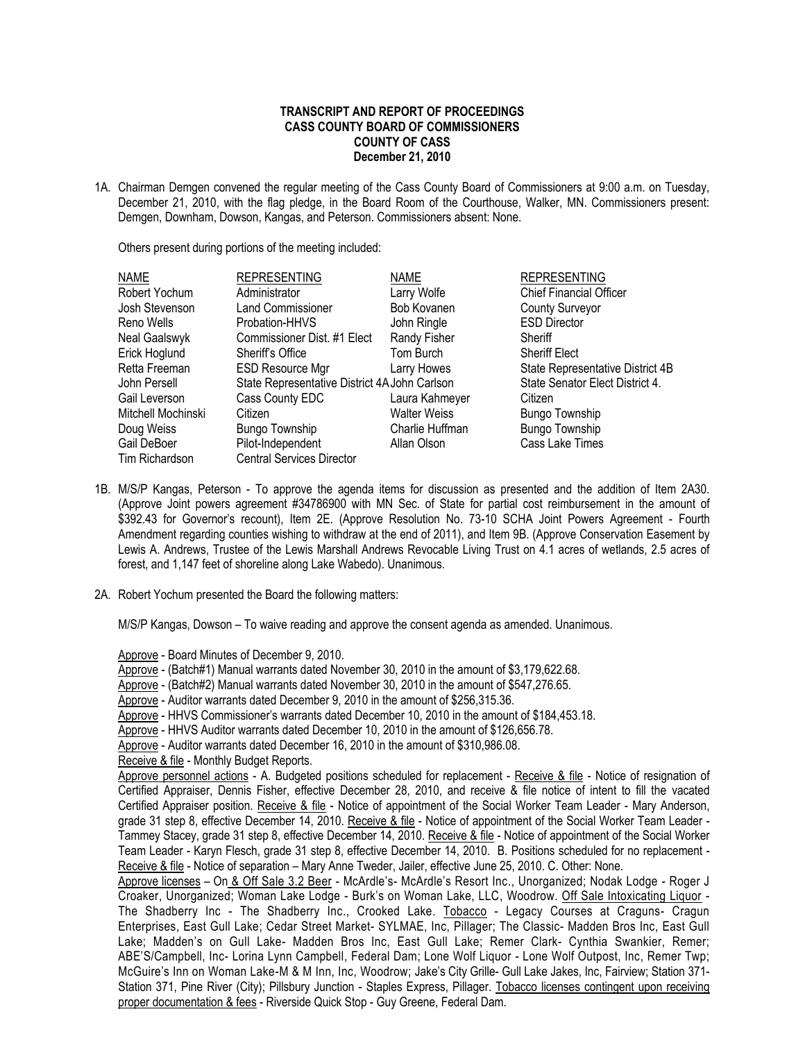**TRANSCRIPT AND REPORT OF PROCEEDINGS**
**CASS COUNTY BOARD OF COMMISSIONERS**
**COUNTY OF CASS**
**December 21, 2010**

1A. Chairman Demgen convened the regular meeting of the Cass County Board of Commissioners at 9:00 a.m. on Tuesday, December 21, 2010, with the flag pledge, in the Board Room of the Courthouse, Walker, MN. Commissioners present: Demgen, Downham, Dowson, Kangas, and Peterson. Commissioners absent: None.

Others present during portions of the meeting included:

| NAME | REPRESENTING | NAME | REPRESENTING |
|---|---|---|---|
| Robert Yochum | Administrator | Larry Wolfe | Chief Financial Officer |
| Josh Stevenson | Land Commissioner | Bob Kovanen | County Surveyor |
| Reno Wells | Probation-HHVS | John Ringle | ESD Director |
| Neal Gaalswyk | Commissioner Dist. #1 Elect | Randy Fisher | Sheriff |
| Erick Hoglund | Sheriff's Office | Tom Burch | Sheriff Elect |
| Retta Freeman | ESD Resource Mgr | Larry Howes | State Representative District 4B |
| John Persell | State Representative District 4A | John Carlson | State Senator Elect District 4. |
| Gail Leverson | Cass County EDC | Laura Kahmeyer | Citizen |
| Mitchell Mochinski | Citizen | Walter Weiss | Bungo Township |
| Doug Weiss | Bungo Township | Charlie Huffman | Bungo Township |
| Gail DeBoer | Pilot-Independent | Allan Olson | Cass Lake Times |
| Tim Richardson | Central Services Director | | |

1B. M/S/P Kangas, Peterson - To approve the agenda items for discussion as presented and the addition of Item 2A30. (Approve Joint powers agreement #34786900 with MN Sec. of State for partial cost reimbursement in the amount of $392.43 for Governor's recount), Item 2E. (Approve Resolution No. 73-10 SCHA Joint Powers Agreement - Fourth Amendment regarding counties wishing to withdraw at the end of 2011), and Item 9B. (Approve Conservation Easement by Lewis A. Andrews, Trustee of the Lewis Marshall Andrews Revocable Living Trust on 4.1 acres of wetlands, 2.5 acres of forest, and 1,147 feet of shoreline along Lake Wabedo). Unanimous.

2A. Robert Yochum presented the Board the following matters:

M/S/P Kangas, Dowson – To waive reading and approve the consent agenda as amended. Unanimous.

Approve - Board Minutes of December 9, 2010.
Approve - (Batch#1) Manual warrants dated November 30, 2010 in the amount of $3,179,622.68.
Approve - (Batch#2) Manual warrants dated November 30, 2010 in the amount of $547,276.65.
Approve - Auditor warrants dated December 9, 2010 in the amount of $256,315.36.
Approve - HHVS Commissioner's warrants dated December 10, 2010 in the amount of $184,453.18.
Approve - HHVS Auditor warrants dated December 10, 2010 in the amount of $126,656.78.
Approve - Auditor warrants dated December 16, 2010 in the amount of $310,986.08.
Receive & file - Monthly Budget Reports.
Approve personnel actions - A. Budgeted positions scheduled for replacement - Receive & file - Notice of resignation of Certified Appraiser, Dennis Fisher, effective December 28, 2010, and receive & file notice of intent to fill the vacated Certified Appraiser position. Receive & file - Notice of appointment of the Social Worker Team Leader - Mary Anderson, grade 31 step 8, effective December 14, 2010. Receive & file - Notice of appointment of the Social Worker Team Leader - Tammey Stacey, grade 31 step 8, effective December 14, 2010. Receive & file - Notice of appointment of the Social Worker Team Leader - Karyn Flesch, grade 31 step 8, effective December 14, 2010. B. Positions scheduled for no replacement - Receive & file - Notice of separation – Mary Anne Tweder, Jailer, effective June 25, 2010. C. Other: None.
Approve licenses – On & Off Sale 3.2 Beer - McArdle's- McArdle's Resort Inc., Unorganized; Nodak Lodge - Roger J Croaker, Unorganized; Woman Lake Lodge - Burk's on Woman Lake, LLC, Woodrow. Off Sale Intoxicating Liquor - The Shadberry Inc - The Shadberry Inc., Crooked Lake. Tobacco - Legacy Courses at Craguns- Cragun Enterprises, East Gull Lake; Cedar Street Market- SYLMAE, Inc, Pillager; The Classic- Madden Bros Inc, East Gull Lake; Madden's on Gull Lake- Madden Bros Inc, East Gull Lake; Remer Clark- Cynthia Swankier, Remer; ABE'S/Campbell, Inc- Lorina Lynn Campbell, Federal Dam; Lone Wolf Liquor - Lone Wolf Outpost, Inc, Remer Twp; McGuire's Inn on Woman Lake-M & M Inn, Inc, Woodrow; Jake's City Grille- Gull Lake Jakes, Inc, Fairview; Station 371- Station 371, Pine River (City); Pillsbury Junction - Staples Express, Pillager. Tobacco licenses contingent upon receiving proper documentation & fees - Riverside Quick Stop - Guy Greene, Federal Dam.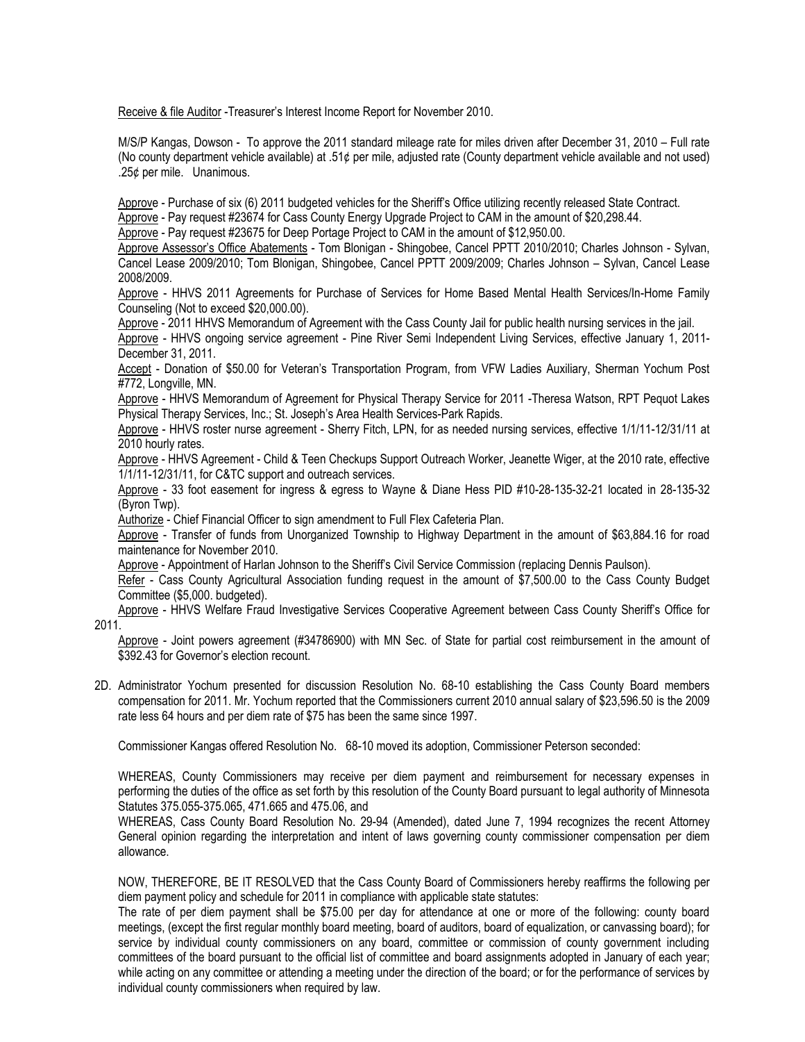Receive & file Auditor -Treasurer's Interest Income Report for November 2010.

M/S/P Kangas, Dowson - To approve the 2011 standard mileage rate for miles driven after December 31, 2010 – Full rate (No county department vehicle available) at .51¢ per mile, adjusted rate (County department vehicle available and not used) .25¢ per mile. Unanimous.

Approve - Purchase of six (6) 2011 budgeted vehicles for the Sheriff's Office utilizing recently released State Contract.

Approve - Pay request #23674 for Cass County Energy Upgrade Project to CAM in the amount of $20,298.44.

Approve - Pay request #23675 for Deep Portage Project to CAM in the amount of $12,950.00.

Approve Assessor's Office Abatements - Tom Blonigan - Shingobee, Cancel PPTT 2010/2010; Charles Johnson - Sylvan, Cancel Lease 2009/2010; Tom Blonigan, Shingobee, Cancel PPTT 2009/2009; Charles Johnson – Sylvan, Cancel Lease 2008/2009.

Approve - HHVS 2011 Agreements for Purchase of Services for Home Based Mental Health Services/In-Home Family Counseling (Not to exceed $20,000.00).

Approve - 2011 HHVS Memorandum of Agreement with the Cass County Jail for public health nursing services in the jail.

Approve - HHVS ongoing service agreement - Pine River Semi Independent Living Services, effective January 1, 2011-December 31, 2011.

Accept - Donation of $50.00 for Veteran's Transportation Program, from VFW Ladies Auxiliary, Sherman Yochum Post #772, Longville, MN.

Approve - HHVS Memorandum of Agreement for Physical Therapy Service for 2011 -Theresa Watson, RPT Pequot Lakes Physical Therapy Services, Inc.; St. Joseph's Area Health Services-Park Rapids.

Approve - HHVS roster nurse agreement - Sherry Fitch, LPN, for as needed nursing services, effective 1/1/11-12/31/11 at 2010 hourly rates.

Approve - HHVS Agreement - Child & Teen Checkups Support Outreach Worker, Jeanette Wiger, at the 2010 rate, effective 1/1/11-12/31/11, for C&TC support and outreach services.

Approve - 33 foot easement for ingress & egress to Wayne & Diane Hess PID #10-28-135-32-21 located in 28-135-32 (Byron Twp).

Authorize - Chief Financial Officer to sign amendment to Full Flex Cafeteria Plan.

Approve - Transfer of funds from Unorganized Township to Highway Department in the amount of $63,884.16 for road maintenance for November 2010.

Approve - Appointment of Harlan Johnson to the Sheriff's Civil Service Commission (replacing Dennis Paulson).

Refer - Cass County Agricultural Association funding request in the amount of $7,500.00 to the Cass County Budget Committee ($5,000. budgeted).

Approve - HHVS Welfare Fraud Investigative Services Cooperative Agreement between Cass County Sheriff's Office for 2011.

Approve - Joint powers agreement (#34786900) with MN Sec. of State for partial cost reimbursement in the amount of $392.43 for Governor's election recount.

2D. Administrator Yochum presented for discussion Resolution No. 68-10 establishing the Cass County Board members compensation for 2011. Mr. Yochum reported that the Commissioners current 2010 annual salary of $23,596.50 is the 2009 rate less 64 hours and per diem rate of $75 has been the same since 1997.

Commissioner Kangas offered Resolution No. 68-10 moved its adoption, Commissioner Peterson seconded:

WHEREAS, County Commissioners may receive per diem payment and reimbursement for necessary expenses in performing the duties of the office as set forth by this resolution of the County Board pursuant to legal authority of Minnesota Statutes 375.055-375.065, 471.665 and 475.06, and

WHEREAS, Cass County Board Resolution No. 29-94 (Amended), dated June 7, 1994 recognizes the recent Attorney General opinion regarding the interpretation and intent of laws governing county commissioner compensation per diem allowance.

NOW, THEREFORE, BE IT RESOLVED that the Cass County Board of Commissioners hereby reaffirms the following per diem payment policy and schedule for 2011 in compliance with applicable state statutes:

The rate of per diem payment shall be $75.00 per day for attendance at one or more of the following: county board meetings, (except the first regular monthly board meeting, board of auditors, board of equalization, or canvassing board); for service by individual county commissioners on any board, committee or commission of county government including committees of the board pursuant to the official list of committee and board assignments adopted in January of each year; while acting on any committee or attending a meeting under the direction of the board; or for the performance of services by individual county commissioners when required by law.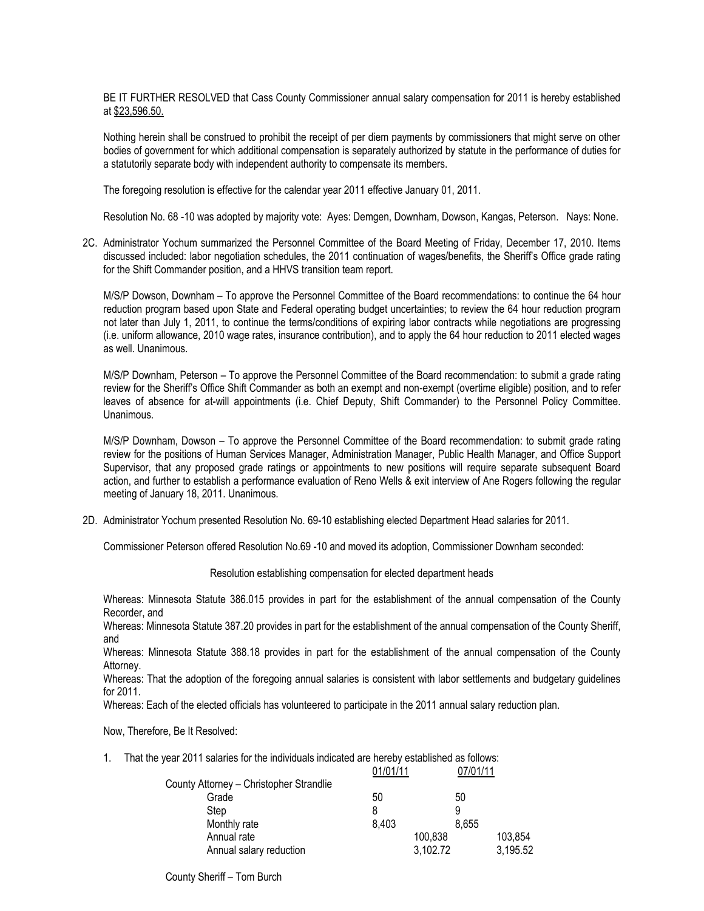BE IT FURTHER RESOLVED that Cass County Commissioner annual salary compensation for 2011 is hereby established at $23,596.50.

Nothing herein shall be construed to prohibit the receipt of per diem payments by commissioners that might serve on other bodies of government for which additional compensation is separately authorized by statute in the performance of duties for a statutorily separate body with independent authority to compensate its members.

The foregoing resolution is effective for the calendar year 2011 effective January 01, 2011.

Resolution No. 68 -10 was adopted by majority vote: Ayes: Demgen, Downham, Dowson, Kangas, Peterson. Nays: None.

2C. Administrator Yochum summarized the Personnel Committee of the Board Meeting of Friday, December 17, 2010. Items discussed included: labor negotiation schedules, the 2011 continuation of wages/benefits, the Sheriff's Office grade rating for the Shift Commander position, and a HHVS transition team report.

M/S/P Dowson, Downham – To approve the Personnel Committee of the Board recommendations: to continue the 64 hour reduction program based upon State and Federal operating budget uncertainties; to review the 64 hour reduction program not later than July 1, 2011, to continue the terms/conditions of expiring labor contracts while negotiations are progressing (i.e. uniform allowance, 2010 wage rates, insurance contribution), and to apply the 64 hour reduction to 2011 elected wages as well. Unanimous.

M/S/P Downham, Peterson – To approve the Personnel Committee of the Board recommendation: to submit a grade rating review for the Sheriff's Office Shift Commander as both an exempt and non-exempt (overtime eligible) position, and to refer leaves of absence for at-will appointments (i.e. Chief Deputy, Shift Commander) to the Personnel Policy Committee. Unanimous.

M/S/P Downham, Dowson – To approve the Personnel Committee of the Board recommendation: to submit grade rating review for the positions of Human Services Manager, Administration Manager, Public Health Manager, and Office Support Supervisor, that any proposed grade ratings or appointments to new positions will require separate subsequent Board action, and further to establish a performance evaluation of Reno Wells & exit interview of Ane Rogers following the regular meeting of January 18, 2011. Unanimous.

2D. Administrator Yochum presented Resolution No. 69-10 establishing elected Department Head salaries for 2011.

Commissioner Peterson offered Resolution No.69 -10 and moved its adoption, Commissioner Downham seconded:

Resolution establishing compensation for elected department heads

Whereas: Minnesota Statute 386.015 provides in part for the establishment of the annual compensation of the County Recorder, and

Whereas: Minnesota Statute 387.20 provides in part for the establishment of the annual compensation of the County Sheriff, and

Whereas: Minnesota Statute 388.18 provides in part for the establishment of the annual compensation of the County Attorney.

Whereas: That the adoption of the foregoing annual salaries is consistent with labor settlements and budgetary guidelines for 2011.

Whereas: Each of the elected officials has volunteered to participate in the 2011 annual salary reduction plan.

Now, Therefore, Be It Resolved:

1. That the year 2011 salaries for the individuals indicated are hereby established as follows:

| | 01/01/11 | | 07/01/11 | |
|---|---|---|---|---|
| County Attorney – Christopher Strandlie | | | | |
| Grade | 50 | | 50 | |
| Step | 8 | | 9 | |
| Monthly rate | 8,403 | | 8,655 | |
| Annual rate | | 100,838 | | 103,854 |
| Annual salary reduction | | 3,102.72 | | 3,195.52 |

County Sheriff – Tom Burch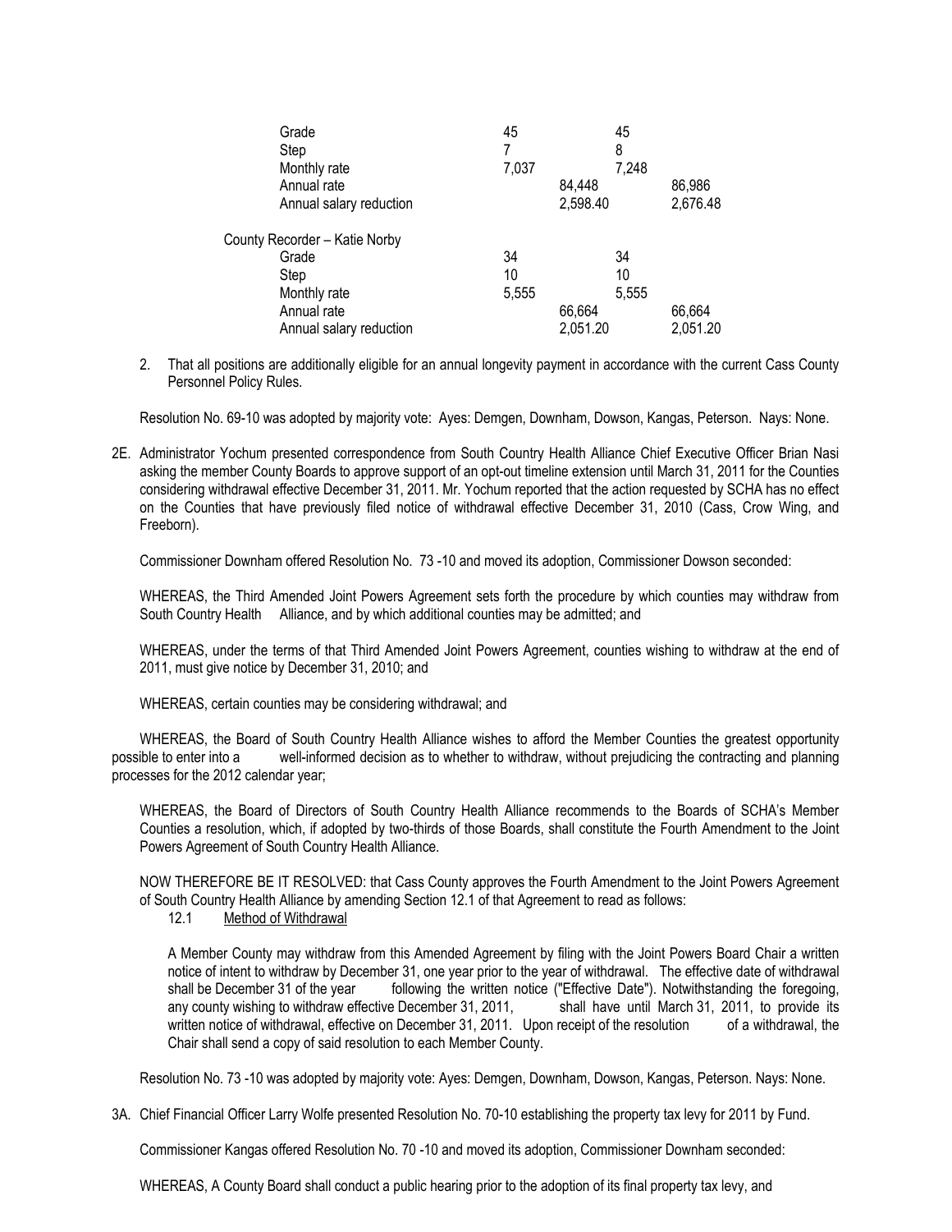| | | | | |
|---|---|---|---|---|
| Grade | 45 | | 45 | |
| Step | 7 | | 8 | |
| Monthly rate | 7,037 | | 7,248 | |
| Annual rate | | 84,448 | | 86,986 |
| Annual salary reduction | | 2,598.40 | | 2,676.48 |

County Recorder – Katie Norby

| | | | | |
|---|---|---|---|---|
| Grade | 34 | | 34 | |
| Step | 10 | | 10 | |
| Monthly rate | 5,555 | | 5,555 | |
| Annual rate | | 66,664 | | 66,664 |
| Annual salary reduction | | 2,051.20 | | 2,051.20 |

2. That all positions are additionally eligible for an annual longevity payment in accordance with the current Cass County Personnel Policy Rules.

Resolution No. 69-10 was adopted by majority vote: Ayes: Demgen, Downham, Dowson, Kangas, Peterson. Nays: None.

2E. Administrator Yochum presented correspondence from South Country Health Alliance Chief Executive Officer Brian Nasi asking the member County Boards to approve support of an opt-out timeline extension until March 31, 2011 for the Counties considering withdrawal effective December 31, 2011. Mr. Yochum reported that the action requested by SCHA has no effect on the Counties that have previously filed notice of withdrawal effective December 31, 2010 (Cass, Crow Wing, and Freeborn).

Commissioner Downham offered Resolution No. 73 -10 and moved its adoption, Commissioner Dowson seconded:

WHEREAS, the Third Amended Joint Powers Agreement sets forth the procedure by which counties may withdraw from South Country Health Alliance, and by which additional counties may be admitted; and

WHEREAS, under the terms of that Third Amended Joint Powers Agreement, counties wishing to withdraw at the end of 2011, must give notice by December 31, 2010; and

WHEREAS, certain counties may be considering withdrawal; and

WHEREAS, the Board of South Country Health Alliance wishes to afford the Member Counties the greatest opportunity possible to enter into a well-informed decision as to whether to withdraw, without prejudicing the contracting and planning processes for the 2012 calendar year;

WHEREAS, the Board of Directors of South Country Health Alliance recommends to the Boards of SCHA's Member Counties a resolution, which, if adopted by two-thirds of those Boards, shall constitute the Fourth Amendment to the Joint Powers Agreement of South Country Health Alliance.

NOW THEREFORE BE IT RESOLVED: that Cass County approves the Fourth Amendment to the Joint Powers Agreement of South Country Health Alliance by amending Section 12.1 of that Agreement to read as follows:

12.1 Method of Withdrawal

A Member County may withdraw from this Amended Agreement by filing with the Joint Powers Board Chair a written notice of intent to withdraw by December 31, one year prior to the year of withdrawal. The effective date of withdrawal shall be December 31 of the year following the written notice ("Effective Date"). Notwithstanding the foregoing, any county wishing to withdraw effective December 31, 2011, shall have until March 31, 2011, to provide its written notice of withdrawal, effective on December 31, 2011. Upon receipt of the resolution of a withdrawal, the Chair shall send a copy of said resolution to each Member County.

Resolution No. 73 -10 was adopted by majority vote: Ayes: Demgen, Downham, Dowson, Kangas, Peterson. Nays: None.

3A. Chief Financial Officer Larry Wolfe presented Resolution No. 70-10 establishing the property tax levy for 2011 by Fund.

Commissioner Kangas offered Resolution No. 70 -10 and moved its adoption, Commissioner Downham seconded:

WHEREAS, A County Board shall conduct a public hearing prior to the adoption of its final property tax levy, and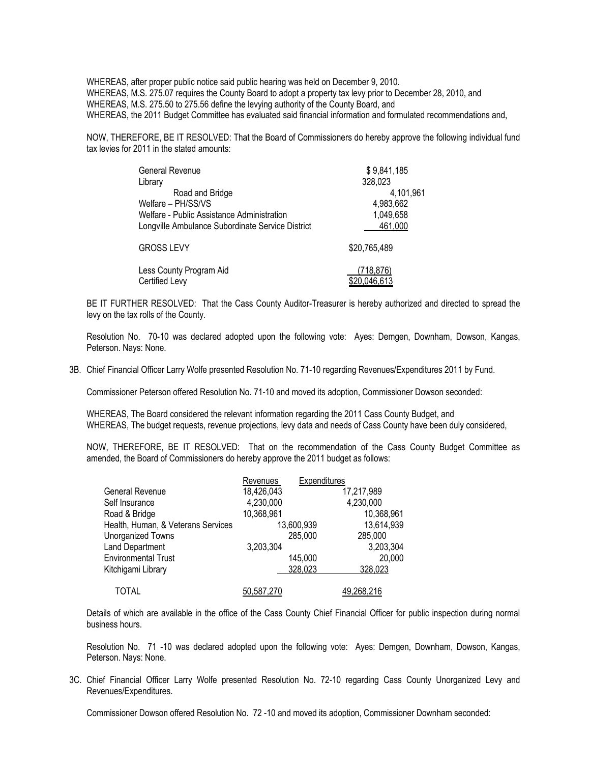WHEREAS, after proper public notice said public hearing was held on December 9, 2010.
WHEREAS, M.S. 275.07 requires the County Board to adopt a property tax levy prior to December 28, 2010, and
WHEREAS, M.S. 275.50 to 275.56 define the levying authority of the County Board, and
WHEREAS, the 2011 Budget Committee has evaluated said financial information and formulated recommendations and,

NOW, THEREFORE, BE IT RESOLVED: That the Board of Commissioners do hereby approve the following individual fund tax levies for 2011 in the stated amounts:

| | |
|---|---|
| General Revenue | $ 9,841,185 |
| Library | 328,023 |
| Road and Bridge | 4,101,961 |
| Welfare – PH/SS/VS | 4,983,662 |
| Welfare - Public Assistance Administration | 1,049,658 |
| Longville Ambulance Subordinate Service District | 461,000 |
| GROSS LEVY | $20,765,489 |
| Less County Program Aid | (718,876) |
| Certified Levy | $20,046,613 |

BE IT FURTHER RESOLVED: That the Cass County Auditor-Treasurer is hereby authorized and directed to spread the levy on the tax rolls of the County.

Resolution No. 70-10 was declared adopted upon the following vote: Ayes: Demgen, Downham, Dowson, Kangas, Peterson. Nays: None.

3B. Chief Financial Officer Larry Wolfe presented Resolution No. 71-10 regarding Revenues/Expenditures 2011 by Fund.

Commissioner Peterson offered Resolution No. 71-10 and moved its adoption, Commissioner Dowson seconded:

WHEREAS, The Board considered the relevant information regarding the 2011 Cass County Budget, and
WHEREAS, The budget requests, revenue projections, levy data and needs of Cass County have been duly considered,

NOW, THEREFORE, BE IT RESOLVED: That on the recommendation of the Cass County Budget Committee as amended, the Board of Commissioners do hereby approve the 2011 budget as follows:

| | Revenues | Expenditures |
|---|---|---|
| General Revenue | 18,426,043 | 17,217,989 |
| Self Insurance | 4,230,000 | 4,230,000 |
| Road & Bridge | 10,368,961 | 10,368,961 |
| Health, Human, & Veterans Services | 13,600,939 | 13,614,939 |
| Unorganized Towns | 285,000 | 285,000 |
| Land Department | 3,203,304 | 3,203,304 |
| Environmental Trust | 145,000 | 20,000 |
| Kitchigami Library | 328,023 | 328,023 |
| TOTAL | 50,587,270 | 49,268,216 |

Details of which are available in the office of the Cass County Chief Financial Officer for public inspection during normal business hours.

Resolution No. 71 -10 was declared adopted upon the following vote: Ayes: Demgen, Downham, Dowson, Kangas, Peterson. Nays: None.

3C. Chief Financial Officer Larry Wolfe presented Resolution No. 72-10 regarding Cass County Unorganized Levy and Revenues/Expenditures.

Commissioner Dowson offered Resolution No. 72 -10 and moved its adoption, Commissioner Downham seconded: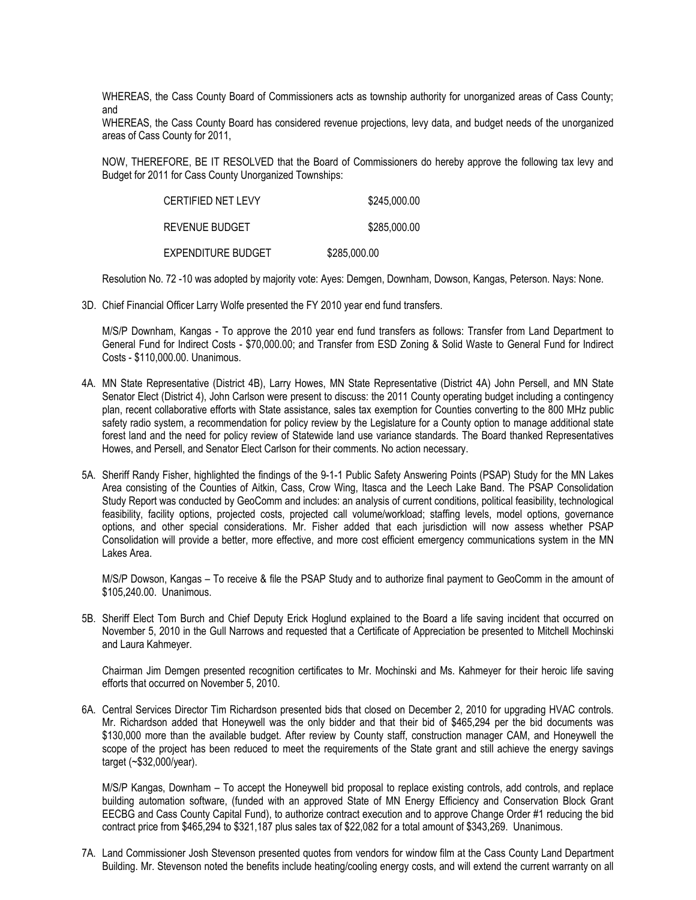WHEREAS, the Cass County Board of Commissioners acts as township authority for unorganized areas of Cass County; and

WHEREAS, the Cass County Board has considered revenue projections, levy data, and budget needs of the unorganized areas of Cass County for 2011,

NOW, THEREFORE, BE IT RESOLVED that the Board of Commissioners do hereby approve the following tax levy and Budget for 2011 for Cass County Unorganized Townships:

| | |
|---|---|
| CERTIFIED NET LEVY | $245,000.00 |
| REVENUE BUDGET | $285,000.00 |
| EXPENDITURE BUDGET | $285,000.00 |

Resolution No. 72 -10 was adopted by majority vote: Ayes: Demgen, Downham, Dowson, Kangas, Peterson. Nays: None.

3D. Chief Financial Officer Larry Wolfe presented the FY 2010 year end fund transfers.

M/S/P Downham, Kangas - To approve the 2010 year end fund transfers as follows: Transfer from Land Department to General Fund for Indirect Costs - $70,000.00; and Transfer from ESD Zoning & Solid Waste to General Fund for Indirect Costs - $110,000.00. Unanimous.

4A. MN State Representative (District 4B), Larry Howes, MN State Representative (District 4A) John Persell, and MN State Senator Elect (District 4), John Carlson were present to discuss: the 2011 County operating budget including a contingency plan, recent collaborative efforts with State assistance, sales tax exemption for Counties converting to the 800 MHz public safety radio system, a recommendation for policy review by the Legislature for a County option to manage additional state forest land and the need for policy review of Statewide land use variance standards. The Board thanked Representatives Howes, and Persell, and Senator Elect Carlson for their comments. No action necessary.

5A. Sheriff Randy Fisher, highlighted the findings of the 9-1-1 Public Safety Answering Points (PSAP) Study for the MN Lakes Area consisting of the Counties of Aitkin, Cass, Crow Wing, Itasca and the Leech Lake Band. The PSAP Consolidation Study Report was conducted by GeoComm and includes: an analysis of current conditions, political feasibility, technological feasibility, facility options, projected costs, projected call volume/workload; staffing levels, model options, governance options, and other special considerations. Mr. Fisher added that each jurisdiction will now assess whether PSAP Consolidation will provide a better, more effective, and more cost efficient emergency communications system in the MN Lakes Area.

M/S/P Dowson, Kangas – To receive & file the PSAP Study and to authorize final payment to GeoComm in the amount of $105,240.00. Unanimous.

5B. Sheriff Elect Tom Burch and Chief Deputy Erick Hoglund explained to the Board a life saving incident that occurred on November 5, 2010 in the Gull Narrows and requested that a Certificate of Appreciation be presented to Mitchell Mochinski and Laura Kahmeyer.

Chairman Jim Demgen presented recognition certificates to Mr. Mochinski and Ms. Kahmeyer for their heroic life saving efforts that occurred on November 5, 2010.

6A. Central Services Director Tim Richardson presented bids that closed on December 2, 2010 for upgrading HVAC controls. Mr. Richardson added that Honeywell was the only bidder and that their bid of $465,294 per the bid documents was $130,000 more than the available budget. After review by County staff, construction manager CAM, and Honeywell the scope of the project has been reduced to meet the requirements of the State grant and still achieve the energy savings target (~$32,000/year).

M/S/P Kangas, Downham – To accept the Honeywell bid proposal to replace existing controls, add controls, and replace building automation software, (funded with an approved State of MN Energy Efficiency and Conservation Block Grant EECBG and Cass County Capital Fund), to authorize contract execution and to approve Change Order #1 reducing the bid contract price from $465,294 to $321,187 plus sales tax of $22,082 for a total amount of $343,269. Unanimous.

7A. Land Commissioner Josh Stevenson presented quotes from vendors for window film at the Cass County Land Department Building. Mr. Stevenson noted the benefits include heating/cooling energy costs, and will extend the current warranty on all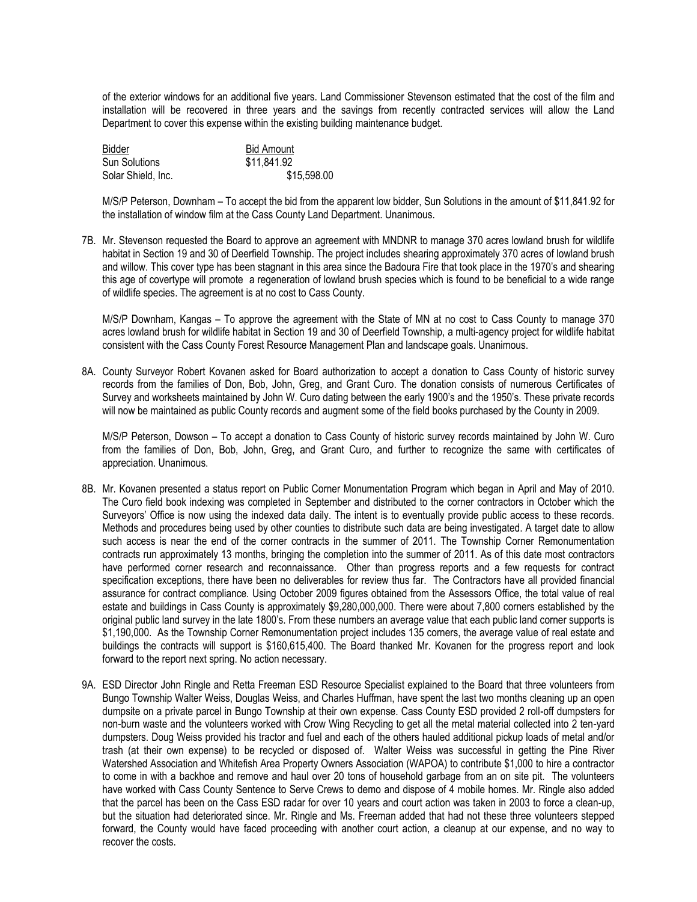of the exterior windows for an additional five years. Land Commissioner Stevenson estimated that the cost of the film and installation will be recovered in three years and the savings from recently contracted services will allow the Land Department to cover this expense within the existing building maintenance budget.

| Bidder | Bid Amount |
|---|---|
| Sun Solutions | $11,841.92 |
| Solar Shield, Inc. | $15,598.00 |

M/S/P Peterson, Downham – To accept the bid from the apparent low bidder, Sun Solutions in the amount of $11,841.92 for the installation of window film at the Cass County Land Department. Unanimous.

7B. Mr. Stevenson requested the Board to approve an agreement with MNDNR to manage 370 acres lowland brush for wildlife habitat in Section 19 and 30 of Deerfield Township. The project includes shearing approximately 370 acres of lowland brush and willow. This cover type has been stagnant in this area since the Badoura Fire that took place in the 1970's and shearing this age of covertype will promote a regeneration of lowland brush species which is found to be beneficial to a wide range of wildlife species. The agreement is at no cost to Cass County.

M/S/P Downham, Kangas – To approve the agreement with the State of MN at no cost to Cass County to manage 370 acres lowland brush for wildlife habitat in Section 19 and 30 of Deerfield Township, a multi-agency project for wildlife habitat consistent with the Cass County Forest Resource Management Plan and landscape goals. Unanimous.

8A. County Surveyor Robert Kovanen asked for Board authorization to accept a donation to Cass County of historic survey records from the families of Don, Bob, John, Greg, and Grant Curo. The donation consists of numerous Certificates of Survey and worksheets maintained by John W. Curo dating between the early 1900's and the 1950's. These private records will now be maintained as public County records and augment some of the field books purchased by the County in 2009.

M/S/P Peterson, Dowson – To accept a donation to Cass County of historic survey records maintained by John W. Curo from the families of Don, Bob, John, Greg, and Grant Curo, and further to recognize the same with certificates of appreciation. Unanimous.

8B. Mr. Kovanen presented a status report on Public Corner Monumentation Program which began in April and May of 2010. The Curo field book indexing was completed in September and distributed to the corner contractors in October which the Surveyors' Office is now using the indexed data daily. The intent is to eventually provide public access to these records. Methods and procedures being used by other counties to distribute such data are being investigated. A target date to allow such access is near the end of the corner contracts in the summer of 2011. The Township Corner Remonumentation contracts run approximately 13 months, bringing the completion into the summer of 2011. As of this date most contractors have performed corner research and reconnaissance. Other than progress reports and a few requests for contract specification exceptions, there have been no deliverables for review thus far. The Contractors have all provided financial assurance for contract compliance. Using October 2009 figures obtained from the Assessors Office, the total value of real estate and buildings in Cass County is approximately $9,280,000,000. There were about 7,800 corners established by the original public land survey in the late 1800's. From these numbers an average value that each public land corner supports is $1,190,000. As the Township Corner Remonumentation project includes 135 corners, the average value of real estate and buildings the contracts will support is $160,615,400. The Board thanked Mr. Kovanen for the progress report and look forward to the report next spring. No action necessary.

9A. ESD Director John Ringle and Retta Freeman ESD Resource Specialist explained to the Board that three volunteers from Bungo Township Walter Weiss, Douglas Weiss, and Charles Huffman, have spent the last two months cleaning up an open dumpsite on a private parcel in Bungo Township at their own expense. Cass County ESD provided 2 roll-off dumpsters for non-burn waste and the volunteers worked with Crow Wing Recycling to get all the metal material collected into 2 ten-yard dumpsters. Doug Weiss provided his tractor and fuel and each of the others hauled additional pickup loads of metal and/or trash (at their own expense) to be recycled or disposed of. Walter Weiss was successful in getting the Pine River Watershed Association and Whitefish Area Property Owners Association (WAPOA) to contribute $1,000 to hire a contractor to come in with a backhoe and remove and haul over 20 tons of household garbage from an on site pit. The volunteers have worked with Cass County Sentence to Serve Crews to demo and dispose of 4 mobile homes. Mr. Ringle also added that the parcel has been on the Cass ESD radar for over 10 years and court action was taken in 2003 to force a clean-up, but the situation had deteriorated since. Mr. Ringle and Ms. Freeman added that had not these three volunteers stepped forward, the County would have faced proceeding with another court action, a cleanup at our expense, and no way to recover the costs.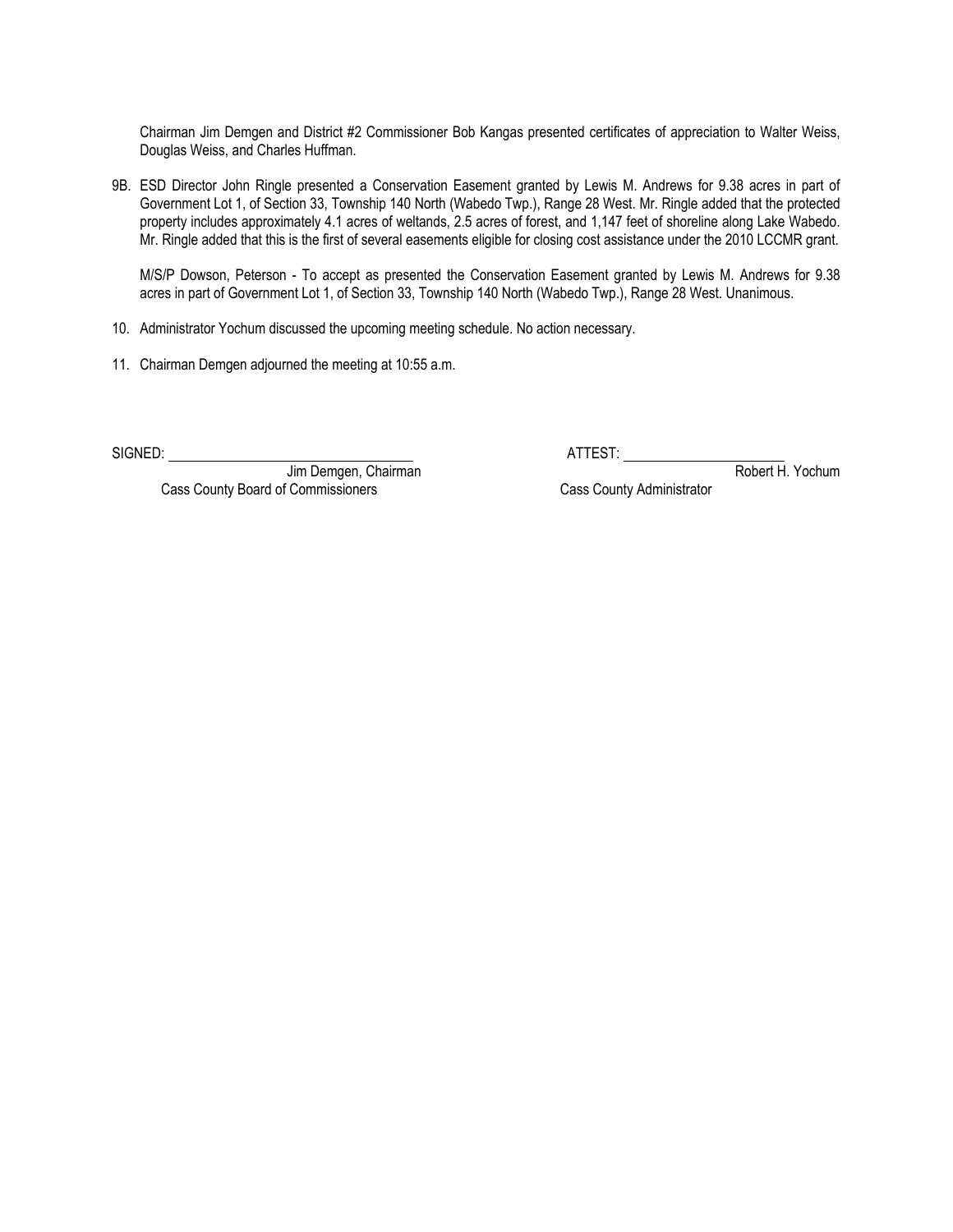Chairman Jim Demgen and District #2 Commissioner Bob Kangas presented certificates of appreciation to Walter Weiss, Douglas Weiss, and Charles Huffman.

9B. ESD Director John Ringle presented a Conservation Easement granted by Lewis M. Andrews for 9.38 acres in part of Government Lot 1, of Section 33, Township 140 North (Wabedo Twp.), Range 28 West. Mr. Ringle added that the protected property includes approximately 4.1 acres of weltands, 2.5 acres of forest, and 1,147 feet of shoreline along Lake Wabedo. Mr. Ringle added that this is the first of several easements eligible for closing cost assistance under the 2010 LCCMR grant.

M/S/P Dowson, Peterson - To accept as presented the Conservation Easement granted by Lewis M. Andrews for 9.38 acres in part of Government Lot 1, of Section 33, Township 140 North (Wabedo Twp.), Range 28 West. Unanimous.

10. Administrator Yochum discussed the upcoming meeting schedule. No action necessary.

11. Chairman Demgen adjourned the meeting at 10:55 a.m.

SIGNED: ______________________________
Jim Demgen, Chairman
Cass County Board of Commissioners

ATTEST: ______________________
Robert H. Yochum
Cass County Administrator